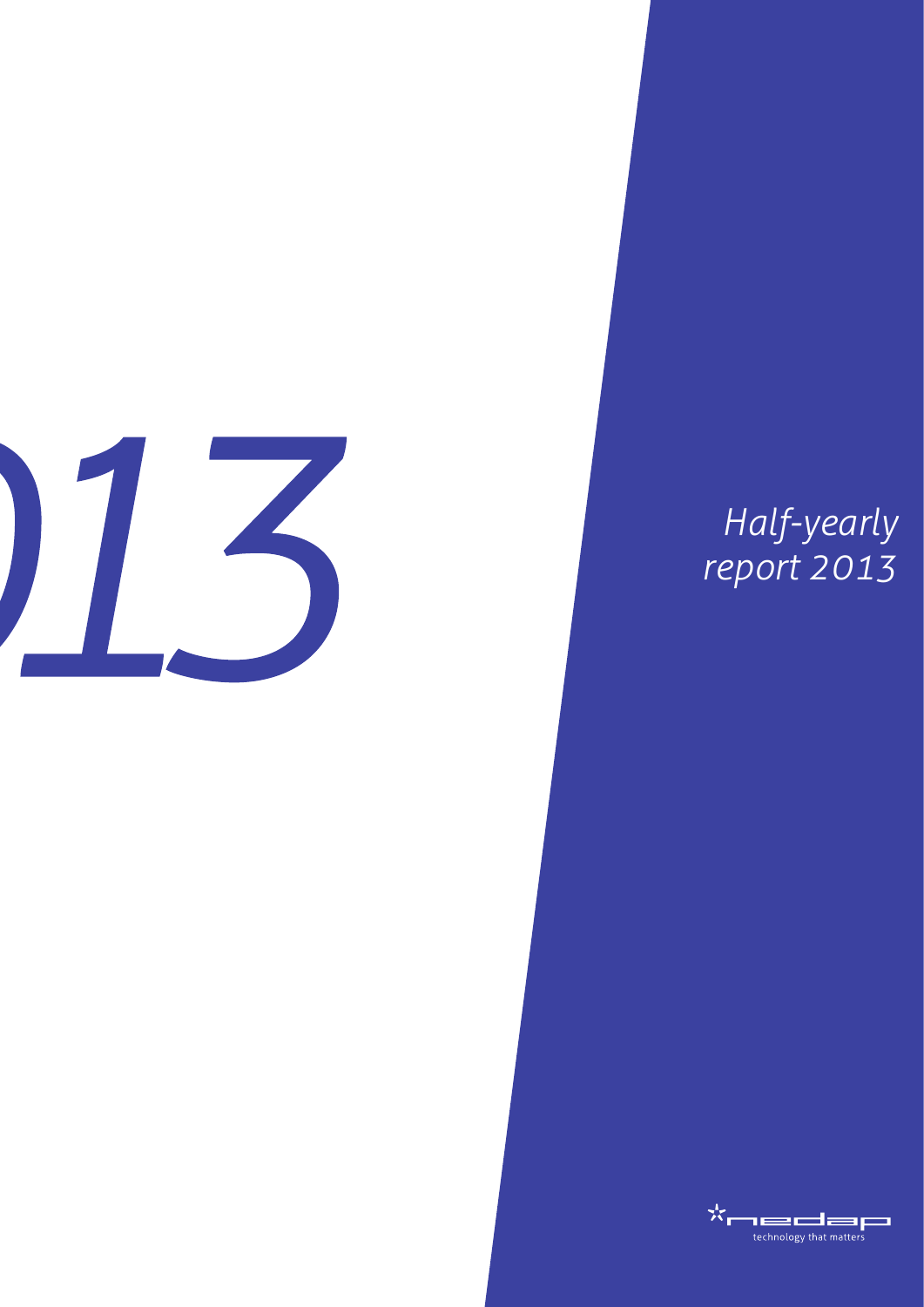# Half-yearly report 2013

nedap

technology that matters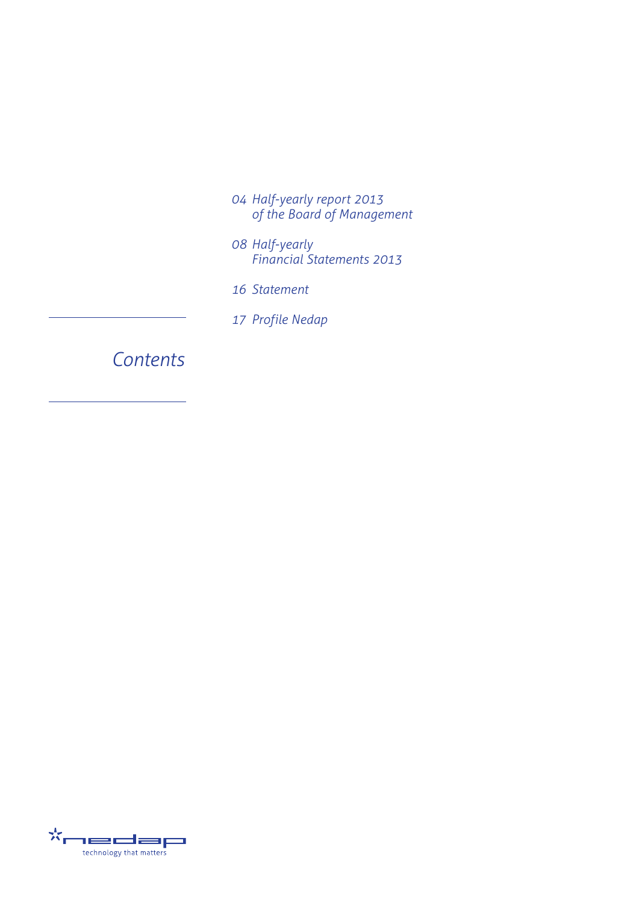# *Contents*

*04 Half-yearly report 2013 of the Board of Management*

*08 Half-yearly Financial Statements 2013*

*16 Statement*

*17 Profile Nedap*

nedap

technology that matters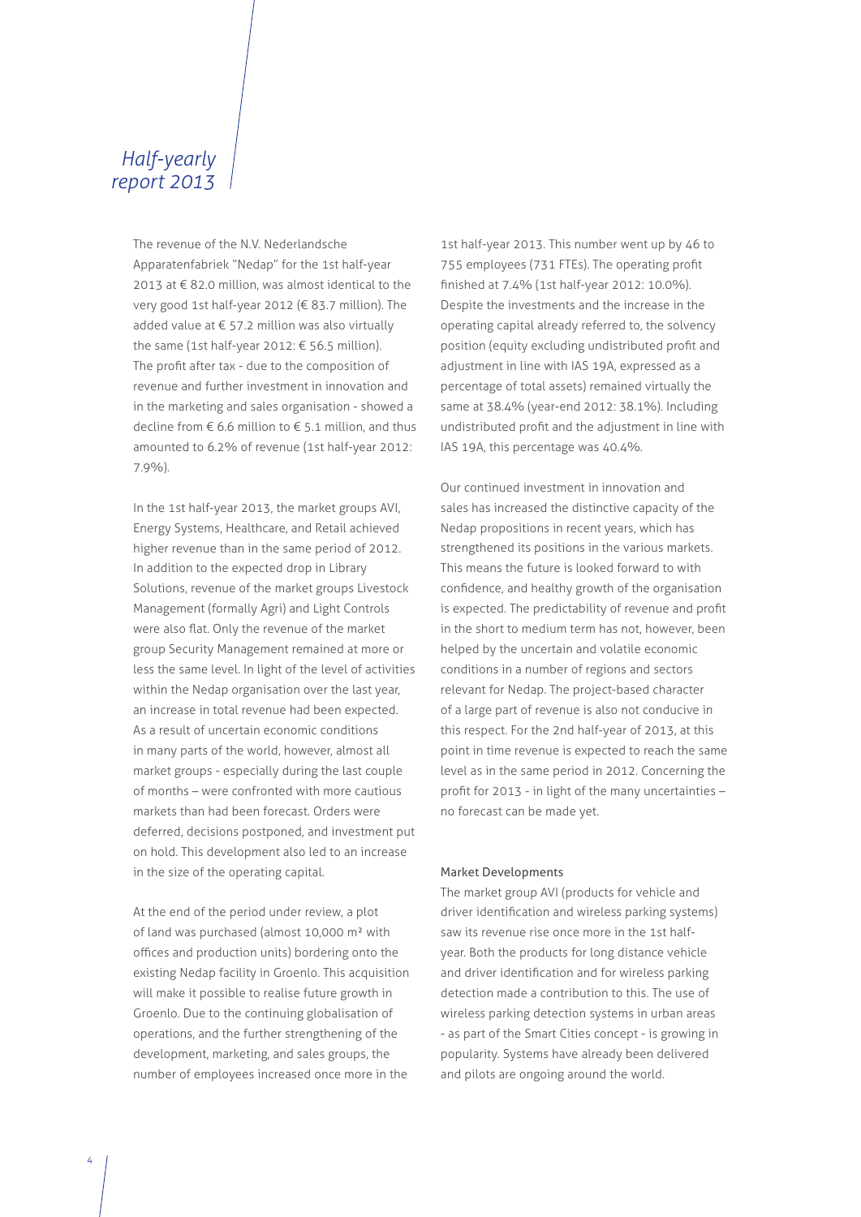# *Half-yearly report 2013*

The revenue of the N.V. Nederlandsche Apparatenfabriek "Nedap" for the 1st half-year 2013 at € 82.0 million, was almost identical to the very good 1st half-year 2012 (€ 83.7 million). The added value at € 57.2 million was also virtually the same (1st half-year 2012: € 56.5 million). The profit after tax - due to the composition of revenue and further investment in innovation and in the marketing and sales organisation - showed a decline from € 6.6 million to € 5.1 million, and thus amounted to 6.2% of revenue (1st half-year 2012: 7.9%).

In the 1st half-year 2013, the market groups AVI, Energy Systems, Healthcare, and Retail achieved higher revenue than in the same period of 2012. In addition to the expected drop in Library Solutions, revenue of the market groups Livestock Management (formally Agri) and Light Controls were also flat. Only the revenue of the market group Security Management remained at more or less the same level. In light of the level of activities within the Nedap organisation over the last year, an increase in total revenue had been expected. As a result of uncertain economic conditions in many parts of the world, however, almost all market groups - especially during the last couple of months – were confronted with more cautious markets than had been forecast. Orders were deferred, decisions postponed, and investment put on hold. This development also led to an increase in the size of the operating capital.

At the end of the period under review, a plot of land was purchased (almost 10,000 m² with offices and production units) bordering onto the existing Nedap facility in Groenlo. This acquisition will make it possible to realise future growth in Groenlo. Due to the continuing globalisation of operations, and the further strengthening of the development, marketing, and sales groups, the number of employees increased once more in the 1st half-year 2013. This number went up by 46 to 755 employees (731 FTEs). The operating profit finished at 7.4% (1st half-year 2012: 10.0%). Despite the investments and the increase in the operating capital already referred to, the solvency position (equity excluding undistributed profit and adjustment in line with IAS 19A, expressed as a percentage of total assets) remained virtually the same at 38.4% (year-end 2012: 38.1%). Including undistributed profit and the adjustment in line with IAS 19A, this percentage was 40.4%.

Our continued investment in innovation and sales has increased the distinctive capacity of the Nedap propositions in recent years, which has strengthened its positions in the various markets. This means the future is looked forward to with confidence, and healthy growth of the organisation is expected. The predictability of revenue and profit in the short to medium term has not, however, been helped by the uncertain and volatile economic conditions in a number of regions and sectors relevant for Nedap. The project-based character of a large part of revenue is also not conducive in this respect. For the 2nd half-year of 2013, at this point in time revenue is expected to reach the same level as in the same period in 2012. Concerning the profit for 2013 - in light of the many uncertainties – no forecast can be made yet.

## Market Developments

The market group AVI (products for vehicle and driver identification and wireless parking systems) saw its revenue rise once more in the 1st half-year. Both the products for long distance vehicle and driver identification and for wireless parking detection made a contribution to this. The use of wireless parking detection systems in urban areas - as part of the Smart Cities concept - is growing in popularity. Systems have already been delivered and pilots are ongoing around the world.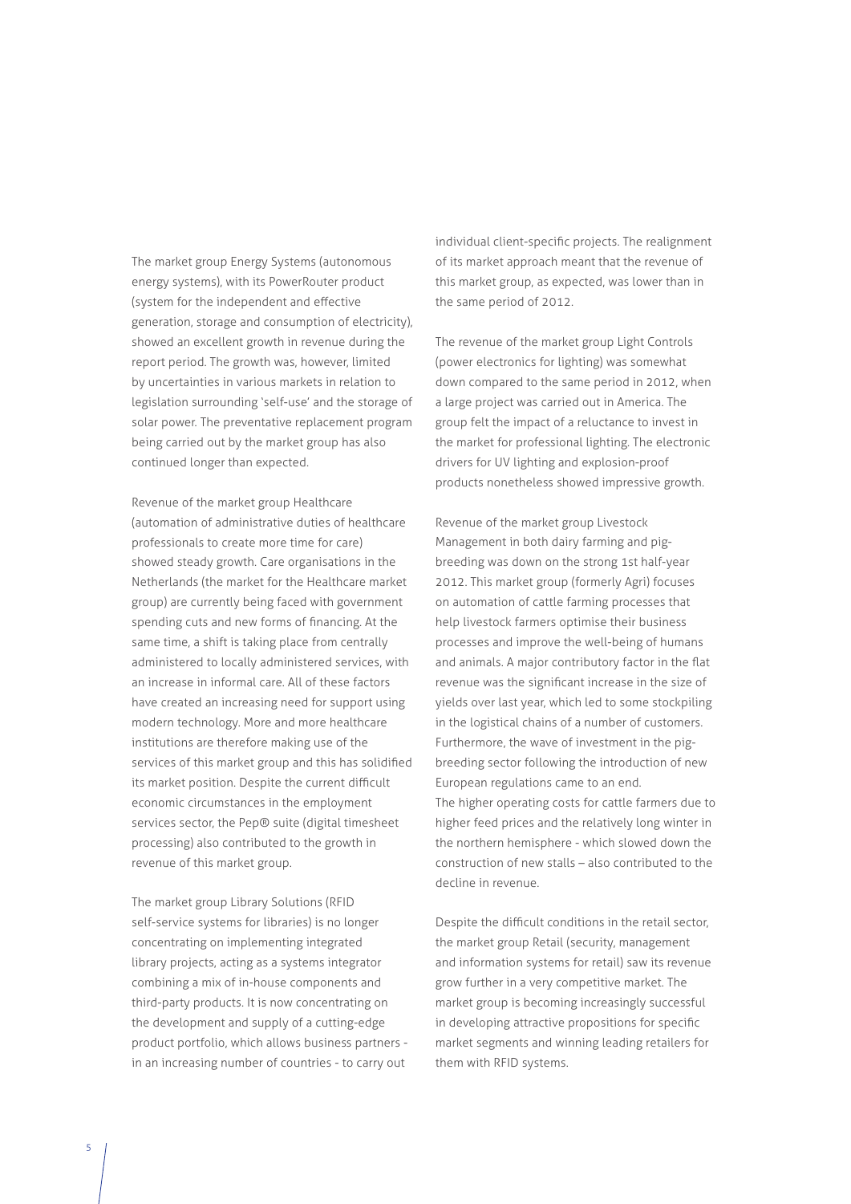The market group Energy Systems (autonomous energy systems), with its PowerRouter product (system for the independent and effective generation, storage and consumption of electricity), showed an excellent growth in revenue during the report period. The growth was, however, limited by uncertainties in various markets in relation to legislation surrounding 'self-use' and the storage of solar power. The preventative replacement program being carried out by the market group has also continued longer than expected.

Revenue of the market group Healthcare (automation of administrative duties of healthcare professionals to create more time for care) showed steady growth. Care organisations in the Netherlands (the market for the Healthcare market group) are currently being faced with government spending cuts and new forms of financing. At the same time, a shift is taking place from centrally administered to locally administered services, with an increase in informal care. All of these factors have created an increasing need for support using modern technology. More and more healthcare institutions are therefore making use of the services of this market group and this has solidified its market position. Despite the current difficult economic circumstances in the employment services sector, the Pep® suite (digital timesheet processing) also contributed to the growth in revenue of this market group.

The market group Library Solutions (RFID self-service systems for libraries) is no longer concentrating on implementing integrated library projects, acting as a systems integrator combining a mix of in-house components and third-party products. It is now concentrating on the development and supply of a cutting-edge product portfolio, which allows business partners - in an increasing number of countries - to carry out individual client-specific projects. The realignment of its market approach meant that the revenue of this market group, as expected, was lower than in the same period of 2012.

The revenue of the market group Light Controls (power electronics for lighting) was somewhat down compared to the same period in 2012, when a large project was carried out in America. The group felt the impact of a reluctance to invest in the market for professional lighting. The electronic drivers for UV lighting and explosion-proof products nonetheless showed impressive growth.

Revenue of the market group Livestock Management in both dairy farming and pig-breeding was down on the strong 1st half-year 2012. This market group (formerly Agri) focuses on automation of cattle farming processes that help livestock farmers optimise their business processes and improve the well-being of humans and animals. A major contributory factor in the flat revenue was the significant increase in the size of yields over last year, which led to some stockpiling in the logistical chains of a number of customers. Furthermore, the wave of investment in the pig-breeding sector following the introduction of new European regulations came to an end.
The higher operating costs for cattle farmers due to higher feed prices and the relatively long winter in the northern hemisphere - which slowed down the construction of new stalls – also contributed to the decline in revenue.

Despite the difficult conditions in the retail sector, the market group Retail (security, management and information systems for retail) saw its revenue grow further in a very competitive market. The market group is becoming increasingly successful in developing attractive propositions for specific market segments and winning leading retailers for them with RFID systems.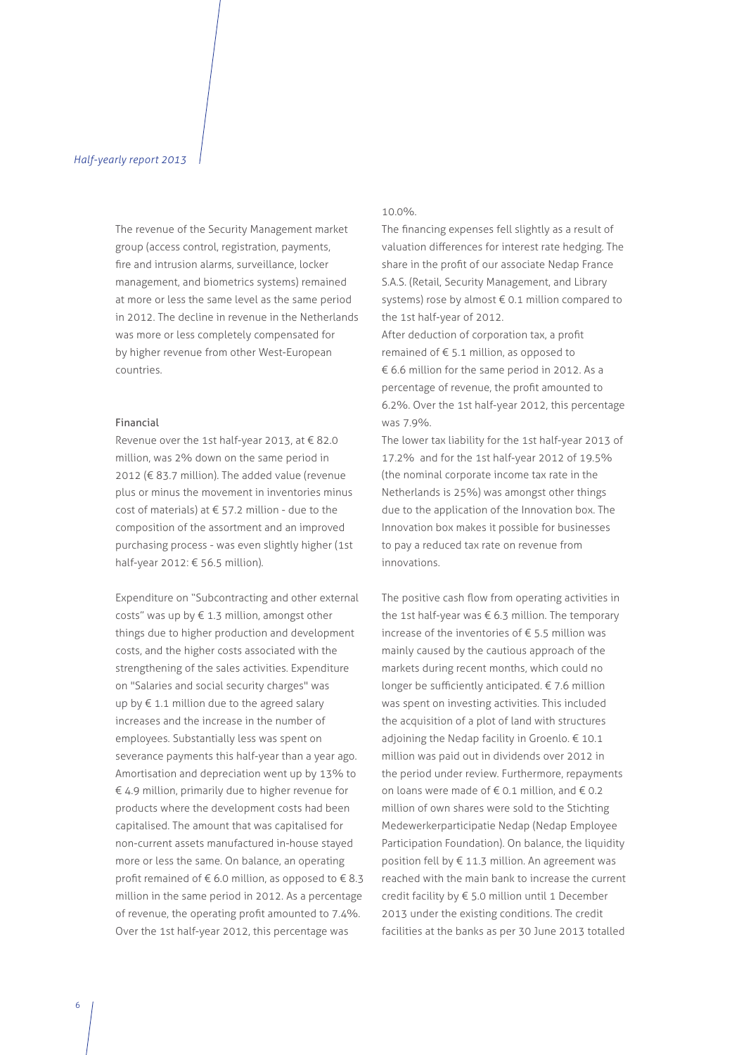The revenue of the Security Management market group (access control, registration, payments, fire and intrusion alarms, surveillance, locker management, and biometrics systems) remained at more or less the same level as the same period in 2012. The decline in revenue in the Netherlands was more or less completely compensated for by higher revenue from other West-European countries.

### Financial

Revenue over the 1st half-year 2013, at € 82.0 million, was 2% down on the same period in 2012 (€ 83.7 million). The added value (revenue plus or minus the movement in inventories minus cost of materials) at € 57.2 million - due to the composition of the assortment and an improved purchasing process - was even slightly higher (1st half-year 2012: € 56.5 million).

Expenditure on "Subcontracting and other external costs" was up by € 1.3 million, amongst other things due to higher production and development costs, and the higher costs associated with the strengthening of the sales activities. Expenditure on "Salaries and social security charges" was up by € 1.1 million due to the agreed salary increases and the increase in the number of employees. Substantially less was spent on severance payments this half-year than a year ago. Amortisation and depreciation went up by 13% to € 4.9 million, primarily due to higher revenue for products where the development costs had been capitalised. The amount that was capitalised for non-current assets manufactured in-house stayed more or less the same. On balance, an operating profit remained of € 6.0 million, as opposed to € 8.3 million in the same period in 2012. As a percentage of revenue, the operating profit amounted to 7.4%. Over the 1st half-year 2012, this percentage was 10.0%.

The financing expenses fell slightly as a result of valuation differences for interest rate hedging. The share in the profit of our associate Nedap France S.A.S. (Retail, Security Management, and Library systems) rose by almost € 0.1 million compared to the 1st half-year of 2012.

After deduction of corporation tax, a profit remained of € 5.1 million, as opposed to € 6.6 million for the same period in 2012. As a percentage of revenue, the profit amounted to 6.2%. Over the 1st half-year 2012, this percentage was 7.9%.

The lower tax liability for the 1st half-year 2013 of 17.2% and for the 1st half-year 2012 of 19.5% (the nominal corporate income tax rate in the Netherlands is 25%) was amongst other things due to the application of the Innovation box. The Innovation box makes it possible for businesses to pay a reduced tax rate on revenue from innovations.

The positive cash flow from operating activities in the 1st half-year was € 6.3 million. The temporary increase of the inventories of € 5.5 million was mainly caused by the cautious approach of the markets during recent months, which could no longer be sufficiently anticipated. € 7.6 million was spent on investing activities. This included the acquisition of a plot of land with structures adjoining the Nedap facility in Groenlo. € 10.1 million was paid out in dividends over 2012 in the period under review. Furthermore, repayments on loans were made of € 0.1 million, and € 0.2 million of own shares were sold to the Stichting Medewerkerparticipatie Nedap (Nedap Employee Participation Foundation). On balance, the liquidity position fell by € 11.3 million. An agreement was reached with the main bank to increase the current credit facility by € 5.0 million until 1 December 2013 under the existing conditions. The credit facilities at the banks as per 30 June 2013 totalled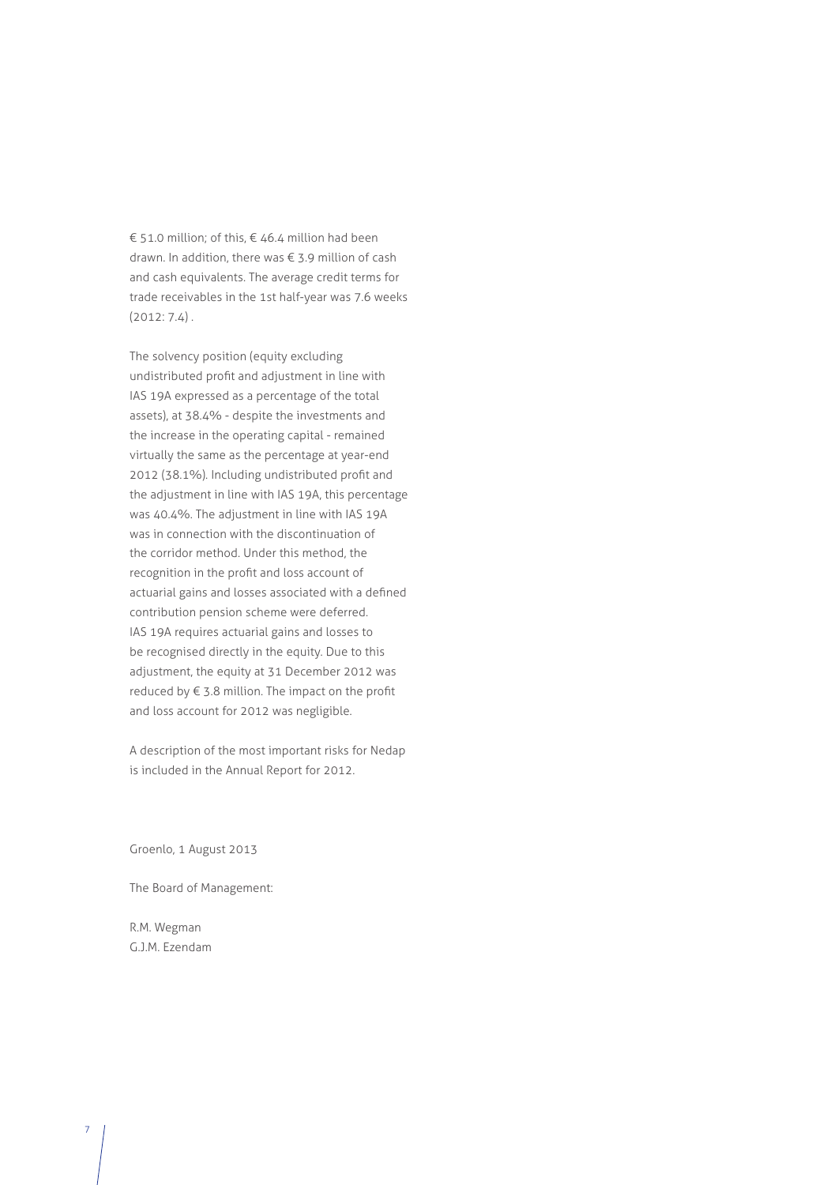€ 51.0 million; of this, € 46.4 million had been drawn. In addition, there was € 3.9 million of cash and cash equivalents. The average credit terms for trade receivables in the 1st half-year was 7.6 weeks (2012: 7.4) .

The solvency position (equity excluding undistributed profit and adjustment in line with IAS 19A expressed as a percentage of the total assets), at 38.4% - despite the investments and the increase in the operating capital - remained virtually the same as the percentage at year-end 2012 (38.1%). Including undistributed profit and the adjustment in line with IAS 19A, this percentage was 40.4%. The adjustment in line with IAS 19A was in connection with the discontinuation of the corridor method. Under this method, the recognition in the profit and loss account of actuarial gains and losses associated with a defined contribution pension scheme were deferred. IAS 19A requires actuarial gains and losses to be recognised directly in the equity. Due to this adjustment, the equity at 31 December 2012 was reduced by € 3.8 million. The impact on the profit and loss account for 2012 was negligible.

A description of the most important risks for Nedap is included in the Annual Report for 2012.

Groenlo, 1 August 2013

The Board of Management:

R.M. Wegman
G.J.M. Ezendam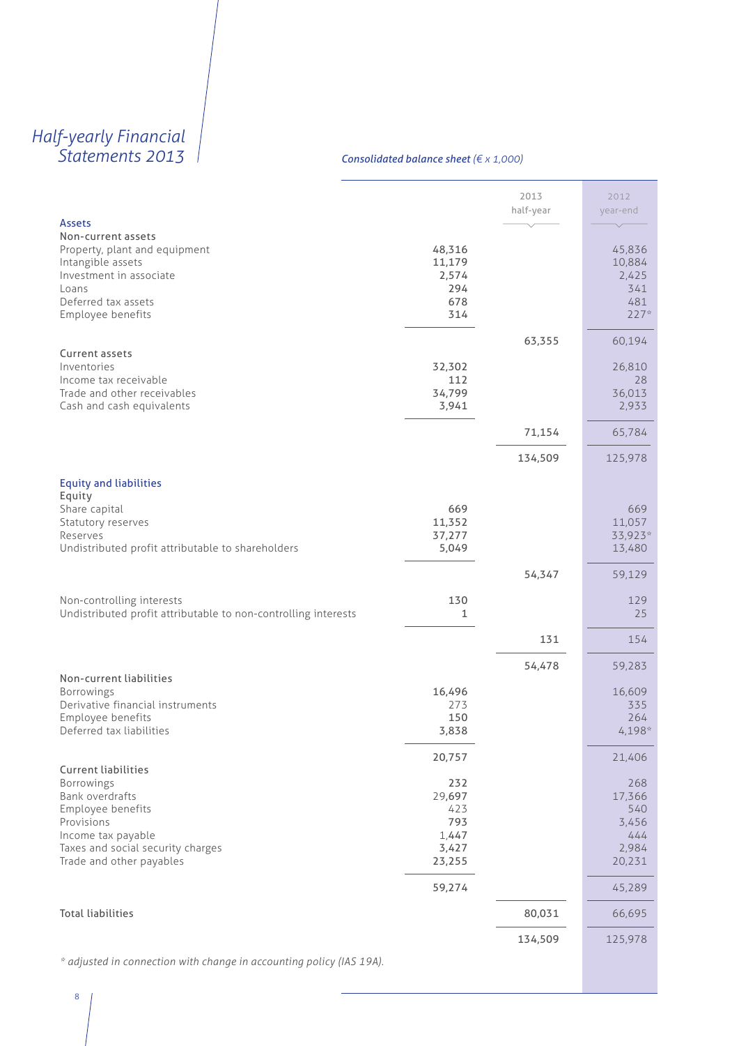# Half-yearly Financial Statements 2013

*Consolidated balance sheet (€ x 1,000)*

| | | 2013 half-year | 2012 year-end |
|---|---|---|---|
| **Assets** | | | |
| Non-current assets | | | |
| Property, plant and equipment | 48,316 | | 45,836 |
| Intangible assets | 11,179 | | 10,884 |
| Investment in associate | 2,574 | | 2,425 |
| Loans | 294 | | 341 |
| Deferred tax assets | 678 | | 481 |
| Employee benefits | 314 | | 227* |
| | | 63,355 | 60,194 |
| Current assets | | | |
| Inventories | 32,302 | | 26,810 |
| Income tax receivable | 112 | | 28 |
| Trade and other receivables | 34,799 | | 36,013 |
| Cash and cash equivalents | 3,941 | | 2,933 |
| | | 71,154 | 65,784 |
| | | 134,509 | 125,978 |
| **Equity and liabilities** | | | |
| Equity | | | |
| Share capital | 669 | | 669 |
| Statutory reserves | 11,352 | | 11,057 |
| Reserves | 37,277 | | 33,923* |
| Undistributed profit attributable to shareholders | 5,049 | | 13,480 |
| | | 54,347 | 59,129 |
| Non-controlling interests | 130 | | 129 |
| Undistributed profit attributable to non-controlling interests | 1 | | 25 |
| | | 131 | 154 |
| | | 54,478 | 59,283 |
| Non-current liabilities | | | |
| Borrowings | 16,496 | | 16,609 |
| Derivative financial instruments | 273 | | 335 |
| Employee benefits | 150 | | 264 |
| Deferred tax liabilities | 3,838 | | 4,198* |
| | 20,757 | | 21,406 |
| Current liabilities | | | |
| Borrowings | 232 | | 268 |
| Bank overdrafts | 29,697 | | 17,366 |
| Employee benefits | 423 | | 540 |
| Provisions | 793 | | 3,456 |
| Income tax payable | 1,447 | | 444 |
| Taxes and social security charges | 3,427 | | 2,984 |
| Trade and other payables | 23,255 | | 20,231 |
| | 59,274 | | 45,289 |
| Total liabilities | | 80,031 | 66,695 |
| | | 134,509 | 125,978 |

*\* adjusted in connection with change in accounting policy (IAS 19A).*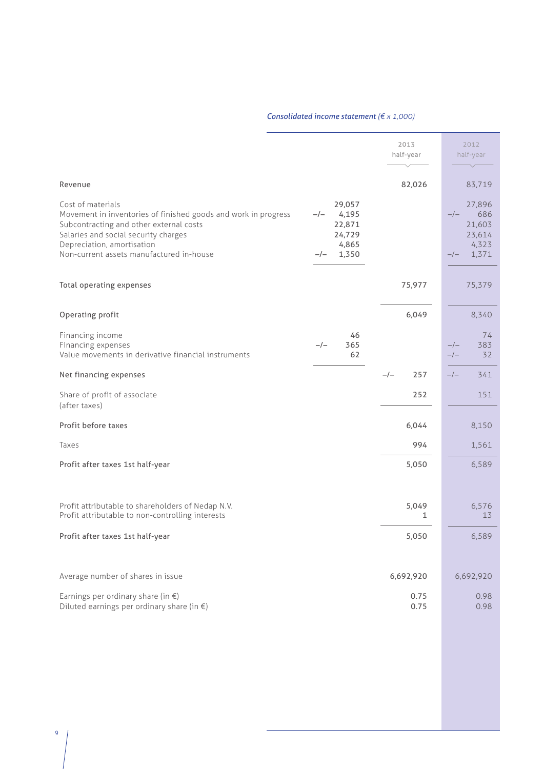*Consolidated income statement (€ x 1,000)*

| | | 2013 half-year | | 2012 half-year |
|---|---|---|---|---|
| Revenue | | 82,026 | | 83,719 |
| Cost of materials | 29,057 | | 27,896 | |
| Movement in inventories of finished goods and work in progress | -/- 4,195 | | -/- 686 | |
| Subcontracting and other external costs | 22,871 | | 21,603 | |
| Salaries and social security charges | 24,729 | | 23,614 | |
| Depreciation, amortisation | 4,865 | | 4,323 | |
| Non-current assets manufactured in-house | -/- 1,350 | | -/- 1,371 | |
| Total operating expenses | | 75,977 | | 75,379 |
| Operating profit | | 6,049 | | 8,340 |
| Financing income | 46 | | 74 | |
| Financing expenses | -/- 365 | | -/- 383 | |
| Value movements in derivative financial instruments | 62 | | -/- 32 | |
| Net financing expenses | | -/- 257 | | -/- 341 |
| Share of profit of associate (after taxes) | | 252 | | 151 |
| Profit before taxes | | 6,044 | | 8,150 |
| Taxes | | 994 | | 1,561 |
| Profit after taxes 1st half-year | | 5,050 | | 6,589 |
| Profit attributable to shareholders of Nedap N.V. | | 5,049 | | 6,576 |
| Profit attributable to non-controlling interests | | 1 | | 13 |
| Profit after taxes 1st half-year | | 5,050 | | 6,589 |
| Average number of shares in issue | | 6,692,920 | | 6,692,920 |
| Earnings per ordinary share (in €) | | 0.75 | | 0.98 |
| Diluted earnings per ordinary share (in €) | | 0.75 | | 0.98 |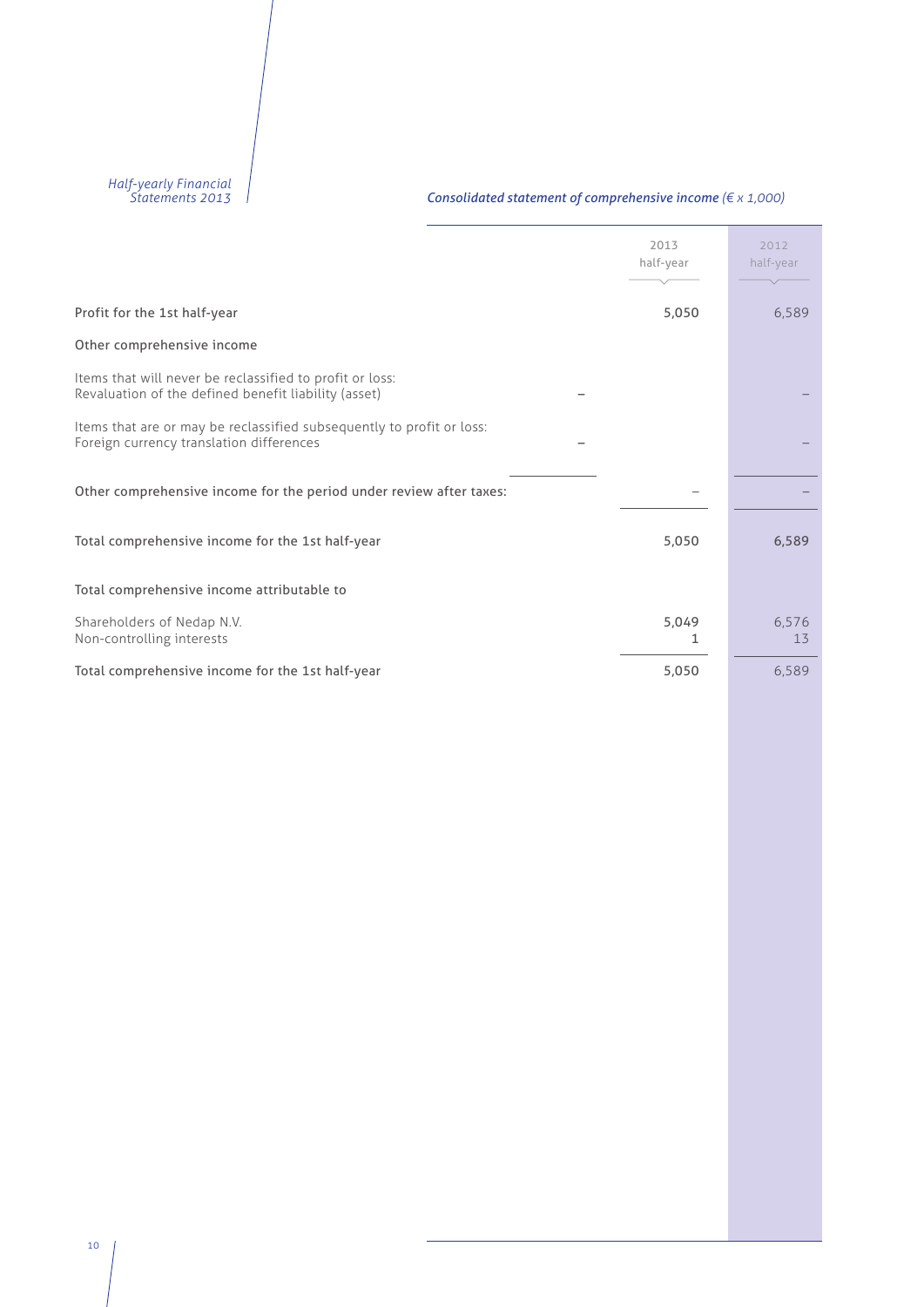## Consolidated statement of comprehensive income *(€ x 1,000)*

| | | 2013 half-year | 2012 half-year |
|---|---|---|---|
| Profit for the 1st half-year | | 5,050 | 6,589 |
| Other comprehensive income | | | |
| Items that will never be reclassified to profit or loss:<br>Revaluation of the defined benefit liability (asset) | – | | – |
| Items that are or may be reclassified subsequently to profit or loss:<br>Foreign currency translation differences | – | | – |
| Other comprehensive income for the period under review after taxes: | | – | – |
| Total comprehensive income for the 1st half-year | | 5,050 | 6,589 |
| Total comprehensive income attributable to | | | |
| Shareholders of Nedap N.V. | | 5,049 | 6,576 |
| Non-controlling interests | | 1 | 13 |
| Total comprehensive income for the 1st half-year | | 5,050 | 6,589 |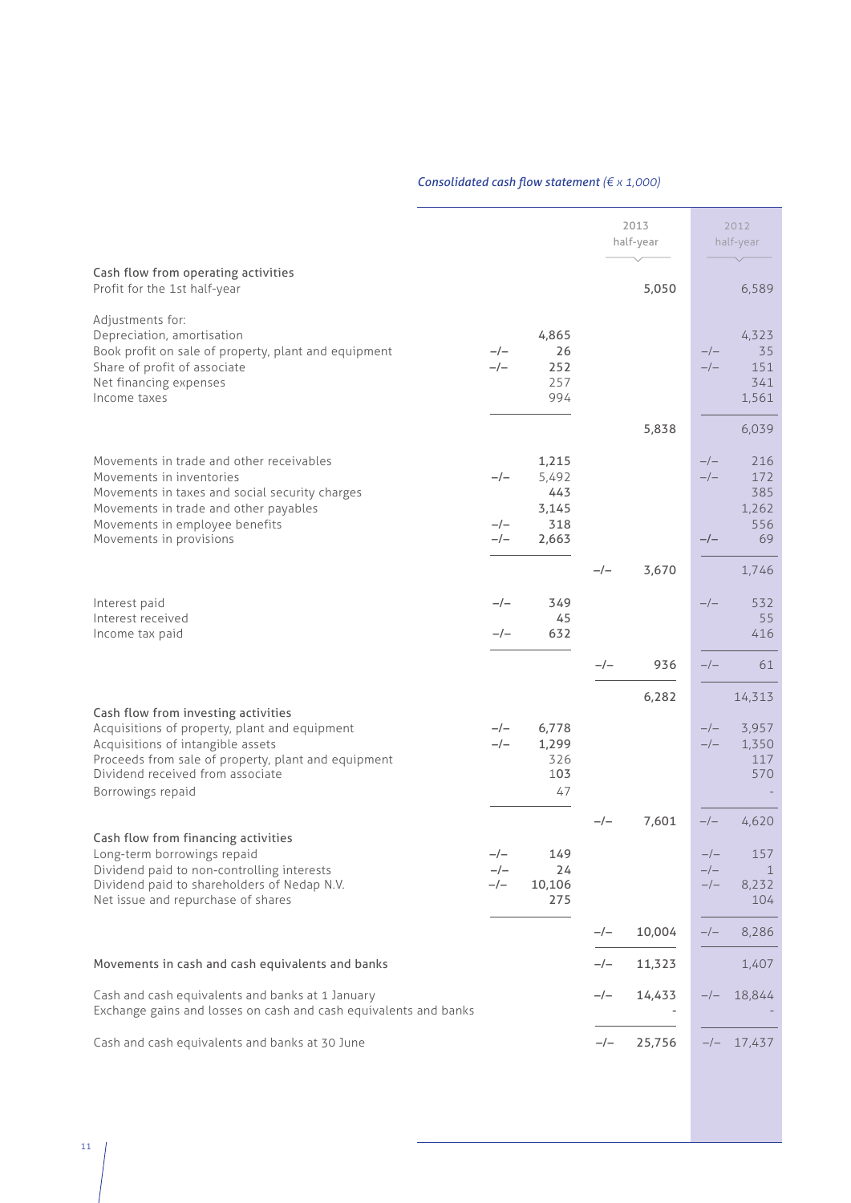*Consolidated cash flow statement (€ x 1,000)*

| | | 2013 half-year | 2012 half-year |
|---|---|---|---|
| **Cash flow from operating activities** | | | |
| Profit for the 1st half-year | | 5,050 | 6,589 |
| Adjustments for: | | | |
| Depreciation, amortisation | 4,865 | | 4,323 |
| Book profit on sale of property, plant and equipment | –/– 26 | | –/– 35 |
| Share of profit of associate | –/– 252 | | –/– 151 |
| Net financing expenses | 257 | | 341 |
| Income taxes | 994 | | 1,561 |
| | | 5,838 | 6,039 |
| Movements in trade and other receivables | 1,215 | | –/– 216 |
| Movements in inventories | –/– 5,492 | | –/– 172 |
| Movements in taxes and social security charges | 443 | | 385 |
| Movements in trade and other payables | 3,145 | | 1,262 |
| Movements in employee benefits | –/– 318 | | 556 |
| Movements in provisions | –/– 2,663 | | –/– 69 |
| | | –/– 3,670 | 1,746 |
| Interest paid | –/– 349 | | –/– 532 |
| Interest received | 45 | | 55 |
| Income tax paid | –/– 632 | | 416 |
| | | –/– 936 | –/– 61 |
| | | 6,282 | 14,313 |
| **Cash flow from investing activities** | | | |
| Acquisitions of property, plant and equipment | –/– 6,778 | | –/– 3,957 |
| Acquisitions of intangible assets | –/– 1,299 | | –/– 1,350 |
| Proceeds from sale of property, plant and equipment | 326 | | 117 |
| Dividend received from associate | 103 | | 570 |
| Borrowings repaid | 47 | | - |
| | | –/– 7,601 | –/– 4,620 |
| **Cash flow from financing activities** | | | |
| Long-term borrowings repaid | –/– 149 | | –/– 157 |
| Dividend paid to non-controlling interests | –/– 24 | | –/– 1 |
| Dividend paid to shareholders of Nedap N.V. | –/– 10,106 | | –/– 8,232 |
| Net issue and repurchase of shares | 275 | | 104 |
| | | –/– 10,004 | –/– 8,286 |
| Movements in cash and cash equivalents and banks | | –/– 11,323 | 1,407 |
| Cash and cash equivalents and banks at 1 January | | –/– 14,433 | –/– 18,844 |
| Exchange gains and losses on cash and cash equivalents and banks | | - | - |
| Cash and cash equivalents and banks at 30 June | | –/– 25,756 | –/– 17,437 |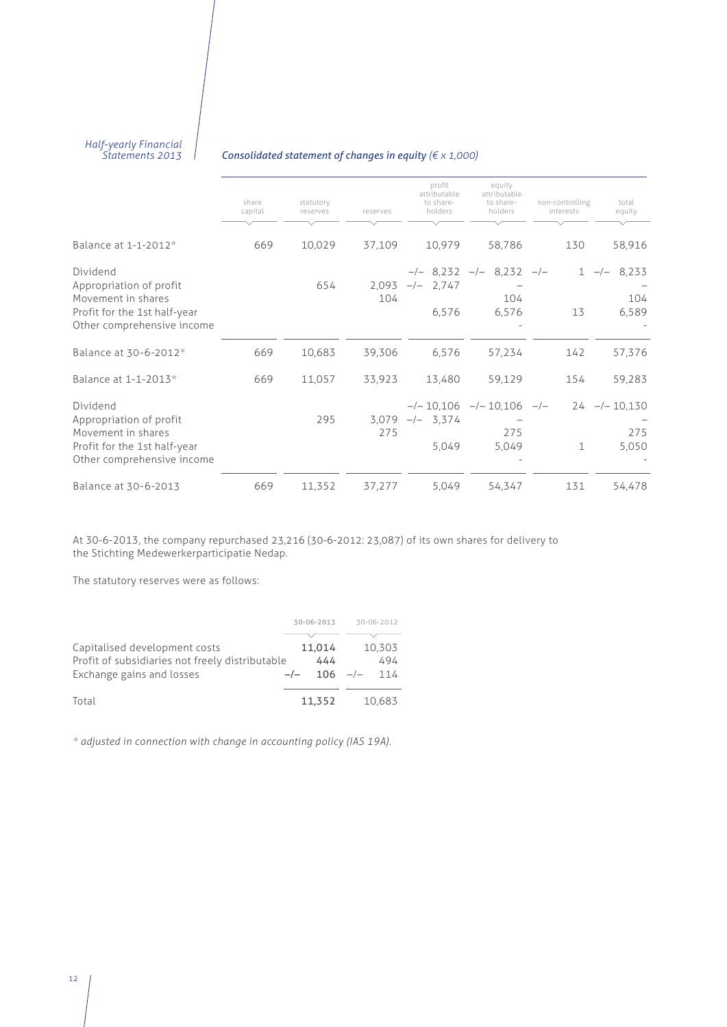## Consolidated statement of changes in equity *(€ x 1,000)*

| | share capital | statutory reserves | reserves | profit attributable to share-holders | equity attributable to share-holders | non-controlling interests | total equity |
|---|---|---|---|---|---|---|---|
| Balance at 1-1-2012* | 669 | 10,029 | 37,109 | 10,979 | 58,786 | 130 | 58,916 |
| Dividend | | | | –/– 8,232 | –/– 8,232 | –/– 1 | –/– 8,233 |
| Appropriation of profit | | 654 | 2,093 | –/– 2,747 | – | | – |
| Movement in shares | | | 104 | | 104 | | 104 |
| Profit for the 1st half-year | | | | 6,576 | 6,576 | 13 | 6,589 |
| Other comprehensive income | | | | | - | | - |
| Balance at 30-6-2012* | 669 | 10,683 | 39,306 | 6,576 | 57,234 | 142 | 57,376 |
| Balance at 1-1-2013* | 669 | 11,057 | 33,923 | 13,480 | 59,129 | 154 | 59,283 |
| Dividend | | | | –/– 10,106 | –/– 10,106 | –/– 24 | –/– 10,130 |
| Appropriation of profit | | 295 | 3,079 | –/– 3,374 | – | | – |
| Movement in shares | | | 275 | | 275 | | 275 |
| Profit for the 1st half-year | | | | 5,049 | 5,049 | 1 | 5,050 |
| Other comprehensive income | | | | | - | | - |
| Balance at 30-6-2013 | 669 | 11,352 | 37,277 | 5,049 | 54,347 | 131 | 54,478 |

At 30-6-2013, the company repurchased 23,216 (30-6-2012: 23,087) of its own shares for delivery to the Stichting Medewerkerparticipatie Nedap.

The statutory reserves were as follows:

| | 30-06-2013 | 30-06-2012 |
|---|---|---|
| Capitalised development costs | **11,014** | 10,303 |
| Profit of subsidiaries not freely distributable | **444** | 494 |
| Exchange gains and losses | **–/– 106** | –/– 114 |
| Total | **11,352** | 10,683 |

*\* adjusted in connection with change in accounting policy (IAS 19A).*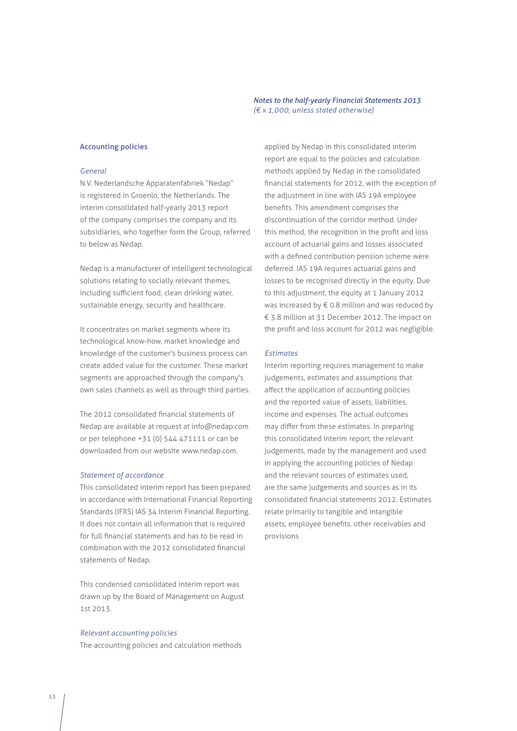*Notes to the half-yearly Financial Statements 2013*
*(€ x 1,000, unless stated otherwise)*

## Accounting policies

### *General*

N.V. Nederlandsche Apparatenfabriek "Nedap" is registered in Groenlo, the Netherlands. The interim consolidated half-yearly 2013 report of the company comprises the company and its subsidiaries, who together form the Group, referred to below as Nedap.

Nedap is a manufacturer of intelligent technological solutions relating to socially relevant themes, including sufficient food, clean drinking water, sustainable energy, security and healthcare.

It concentrates on market segments where its technological know-how, market knowledge and knowledge of the customer's business process can create added value for the customer. These market segments are approached through the company's own sales channels as well as through third parties.

The 2012 consolidated financial statements of Nedap are available at request at info@nedap.com or per telephone +31 (0) 544 471111 or can be downloaded from our website www.nedap.com.

### *Statement of accordance*

This consolidated interim report has been prepared in accordance with International Financial Reporting Standards (IFRS) IAS 34 Interim Financial Reporting. It does not contain all information that is required for full financial statements and has to be read in combination with the 2012 consolidated financial statements of Nedap.

This condensed consolidated interim report was drawn up by the Board of Management on August 1st 2013.

### *Relevant accounting policies*

The accounting policies and calculation methods applied by Nedap in this consolidated interim report are equal to the policies and calculation methods applied by Nedap in the consolidated financial statements for 2012, with the exception of the adjustment in line with IAS 19A employee benefits. This amendment comprises the discontinuation of the corridor method. Under this method, the recognition in the profit and loss account of actuarial gains and losses associated with a defined contribution pension scheme were deferred. IAS 19A requires actuarial gains and losses to be recognised directly in the equity. Due to this adjustment, the equity at 1 January 2012 was increased by € 0.8 million and was reduced by € 3.8 million at 31 December 2012. The impact on the profit and loss account for 2012 was negligible.

### *Estimates*

Interim reporting requires management to make judgements, estimates and assumptions that affect the application of accounting policies and the reported value of assets, liabilities, income and expenses. The actual outcomes may differ from these estimates. In preparing this consolidated interim report, the relevant judgements, made by the management and used in applying the accounting policies of Nedap and the relevant sources of estimates used, are the same judgements and sources as in its consolidated financial statements 2012. Estimates relate primarily to tangible and intangible assets, employee benefits. other receivables and provisions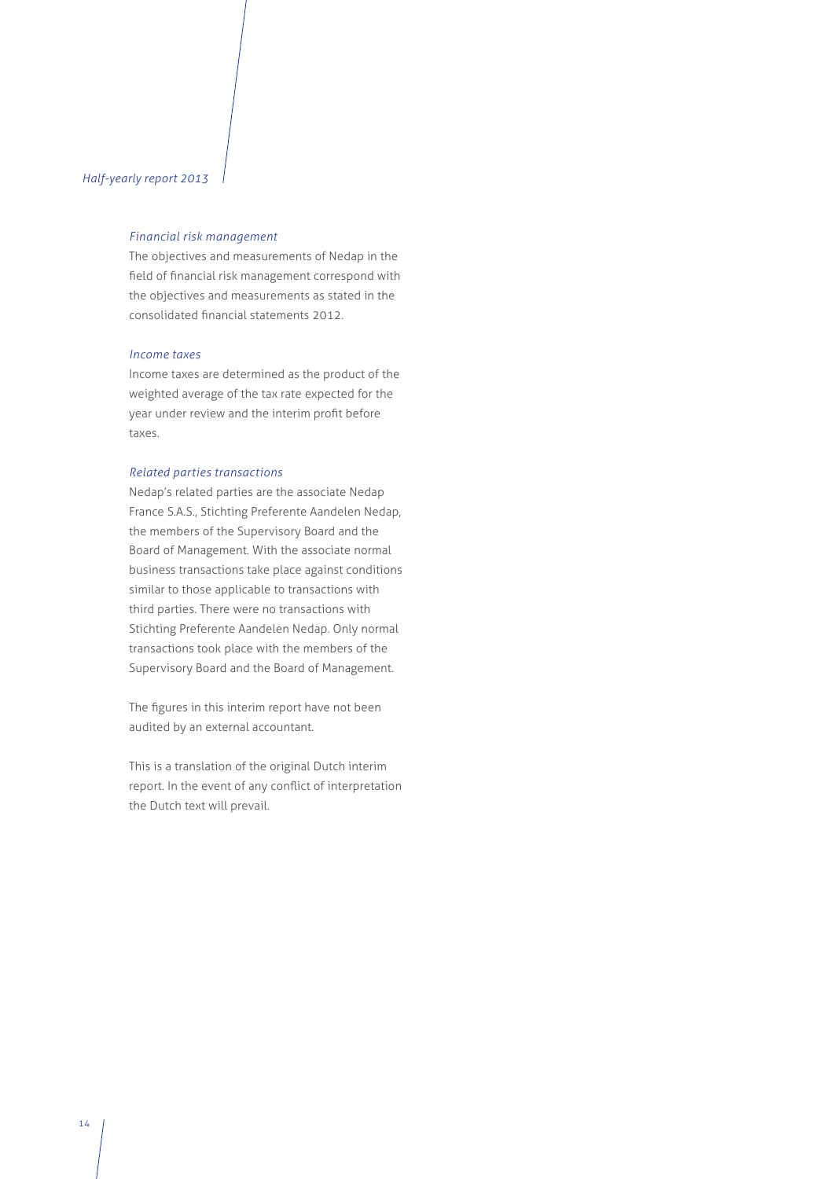*Financial risk management*

The objectives and measurements of Nedap in the field of financial risk management correspond with the objectives and measurements as stated in the consolidated financial statements 2012.

*Income taxes*

Income taxes are determined as the product of the weighted average of the tax rate expected for the year under review and the interim profit before taxes.

*Related parties transactions*

Nedap's related parties are the associate Nedap France S.A.S., Stichting Preferente Aandelen Nedap, the members of the Supervisory Board and the Board of Management. With the associate normal business transactions take place against conditions similar to those applicable to transactions with third parties. There were no transactions with Stichting Preferente Aandelen Nedap. Only normal transactions took place with the members of the Supervisory Board and the Board of Management.

The figures in this interim report have not been audited by an external accountant.

This is a translation of the original Dutch interim report. In the event of any conflict of interpretation the Dutch text will prevail.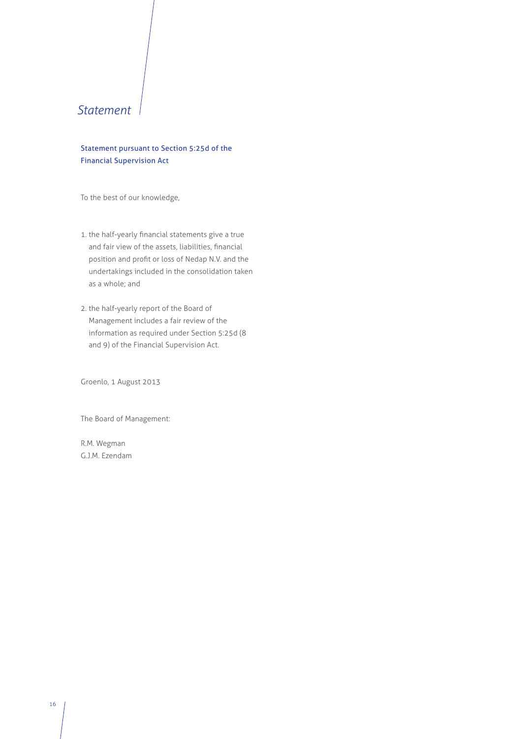# *Statement*

## Statement pursuant to Section 5:25d of the Financial Supervision Act

To the best of our knowledge,

1. the half-yearly financial statements give a true and fair view of the assets, liabilities, financial position and profit or loss of Nedap N.V. and the undertakings included in the consolidation taken as a whole; and

2. the half-yearly report of the Board of Management includes a fair review of the information as required under Section 5:25d (8 and 9) of the Financial Supervision Act.

Groenlo, 1 August 2013

The Board of Management:

R.M. Wegman
G.J.M. Ezendam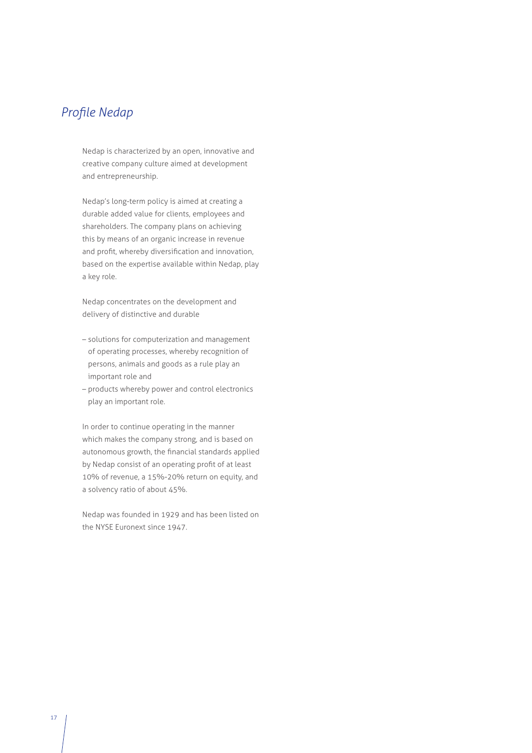## *Profile Nedap*

Nedap is characterized by an open, innovative and creative company culture aimed at development and entrepreneurship.

Nedap's long-term policy is aimed at creating a durable added value for clients, employees and shareholders. The company plans on achieving this by means of an organic increase in revenue and profit, whereby diversification and innovation, based on the expertise available within Nedap, play a key role.

Nedap concentrates on the development and delivery of distinctive and durable

- solutions for computerization and management of operating processes, whereby recognition of persons, animals and goods as a rule play an important role and
- products whereby power and control electronics play an important role.

In order to continue operating in the manner which makes the company strong, and is based on autonomous growth, the financial standards applied by Nedap consist of an operating profit of at least 10% of revenue, a 15%-20% return on equity, and a solvency ratio of about 45%.

Nedap was founded in 1929 and has been listed on the NYSE Euronext since 1947.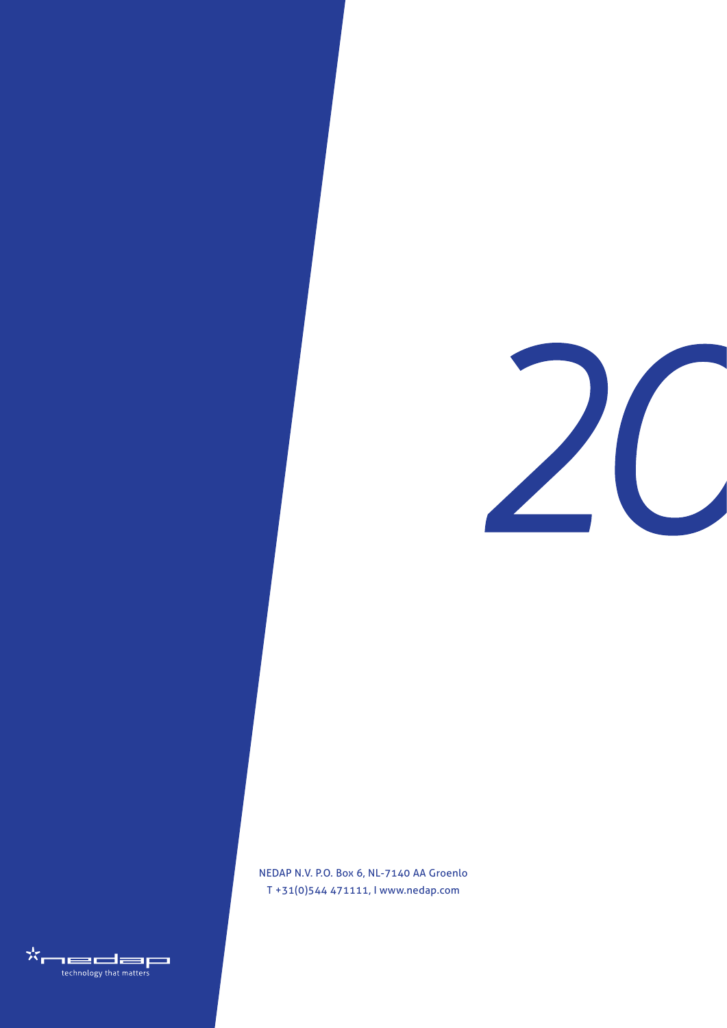20

NEDAP N.V. P.O. Box 6, NL-7140 AA Groenlo
T +31(0)544 471111, I www.nedap.com

nedap
technology that matters